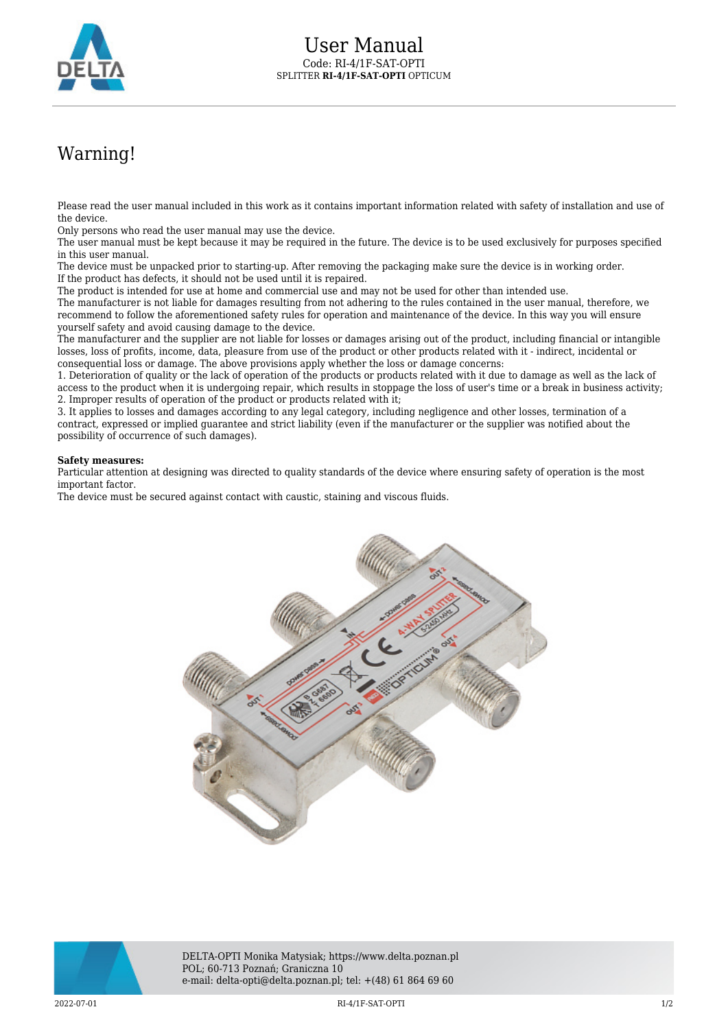# User Manual

Code: RI-4/1F-SAT-OPTI
SPLITTER **RI-4/1F-SAT-OPTI** OPTICUM

## Warning!

Please read the user manual included in this work as it contains important information related with safety of installation and use of the device.
Only persons who read the user manual may use the device.
The user manual must be kept because it may be required in the future. The device is to be used exclusively for purposes specified in this user manual.
The device must be unpacked prior to starting-up. After removing the packaging make sure the device is in working order.
If the product has defects, it should not be used until it is repaired.
The product is intended for use at home and commercial use and may not be used for other than intended use.
The manufacturer is not liable for damages resulting from not adhering to the rules contained in the user manual, therefore, we recommend to follow the aforementioned safety rules for operation and maintenance of the device. In this way you will ensure yourself safety and avoid causing damage to the device.
The manufacturer and the supplier are not liable for losses or damages arising out of the product, including financial or intangible losses, loss of profits, income, data, pleasure from use of the product or other products related with it - indirect, incidental or consequential loss or damage. The above provisions apply whether the loss or damage concerns:
1. Deterioration of quality or the lack of operation of the products or products related with it due to damage as well as the lack of access to the product when it is undergoing repair, which results in stoppage the loss of user's time or a break in business activity;
2. Improper results of operation of the product or products related with it;
3. It applies to losses and damages according to any legal category, including negligence and other losses, termination of a contract, expressed or implied guarantee and strict liability (even if the manufacturer or the supplier was notified about the possibility of occurrence of such damages).

**Safety measures:**
Particular attention at designing was directed to quality standards of the device where ensuring safety of operation is the most important factor.
The device must be secured against contact with caustic, staining and viscous fluids.

DELTA-OPTI Monika Matysiak; https://www.delta.poznan.pl
POL; 60-713 Poznań; Graniczna 10
e-mail: delta-opti@delta.poznan.pl; tel: +(48) 61 864 69 60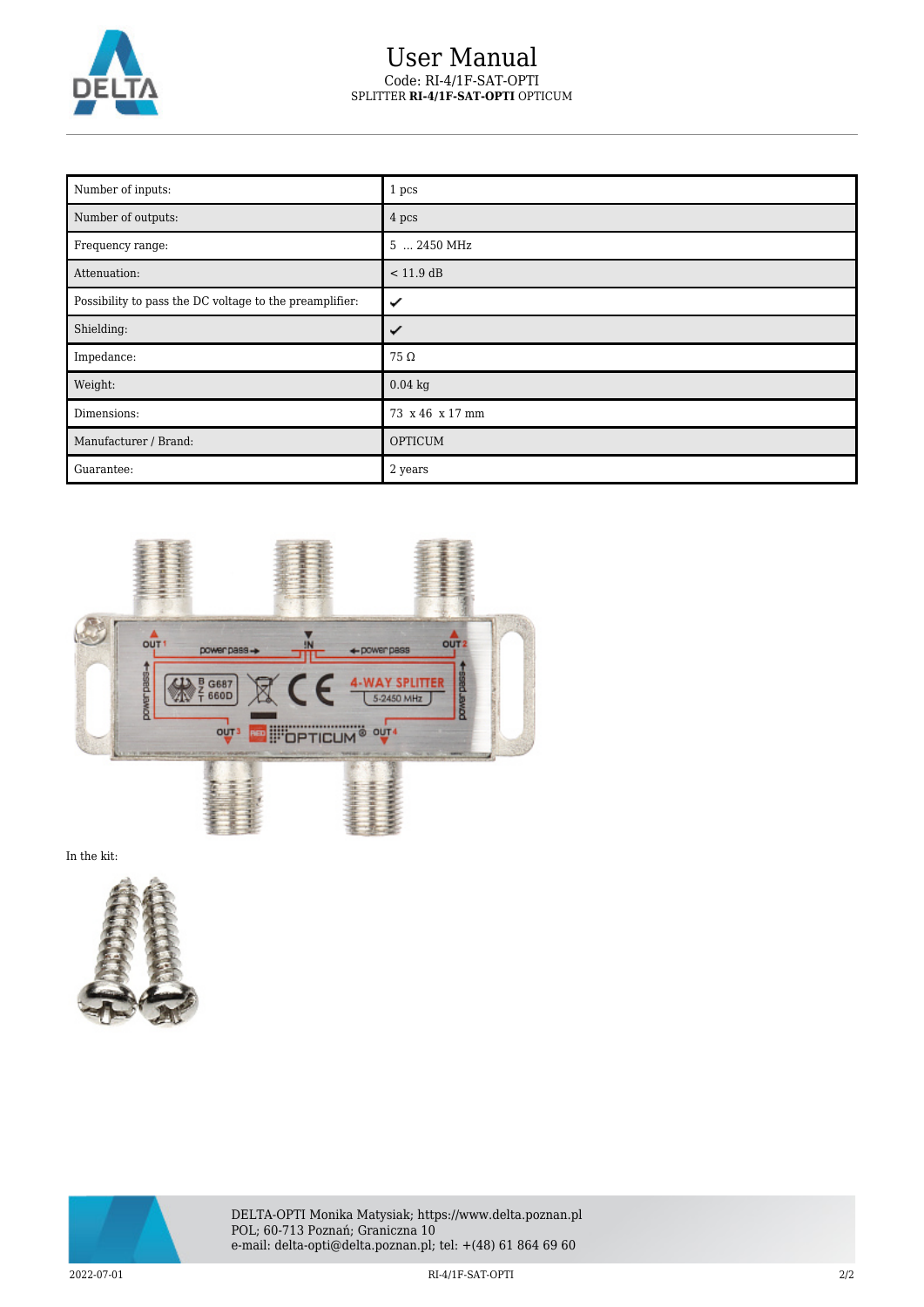# User Manual

Code: RI-4/1F-SAT-OPTI

SPLITTER **RI-4/1F-SAT-OPTI** OPTICUM

| | |
|---|---|
| Number of inputs: | 1 pcs |
| Number of outputs: | 4 pcs |
| Frequency range: | 5 ... 2450 MHz |
| Attenuation: | < 11.9 dB |
| Possibility to pass the DC voltage to the preamplifier: | ✔ |
| Shielding: | ✔ |
| Impedance: | 75 Ω |
| Weight: | 0.04 kg |
| Dimensions: | 73 x 46 x 17 mm |
| Manufacturer / Brand: | OPTICUM |
| Guarantee: | 2 years |

In the kit:

DELTA-OPTI Monika Matysiak; https://www.delta.poznan.pl
POL; 60-713 Poznań; Graniczna 10
e-mail: delta-opti@delta.poznan.pl; tel: +(48) 61 864 69 60

2022-07-01